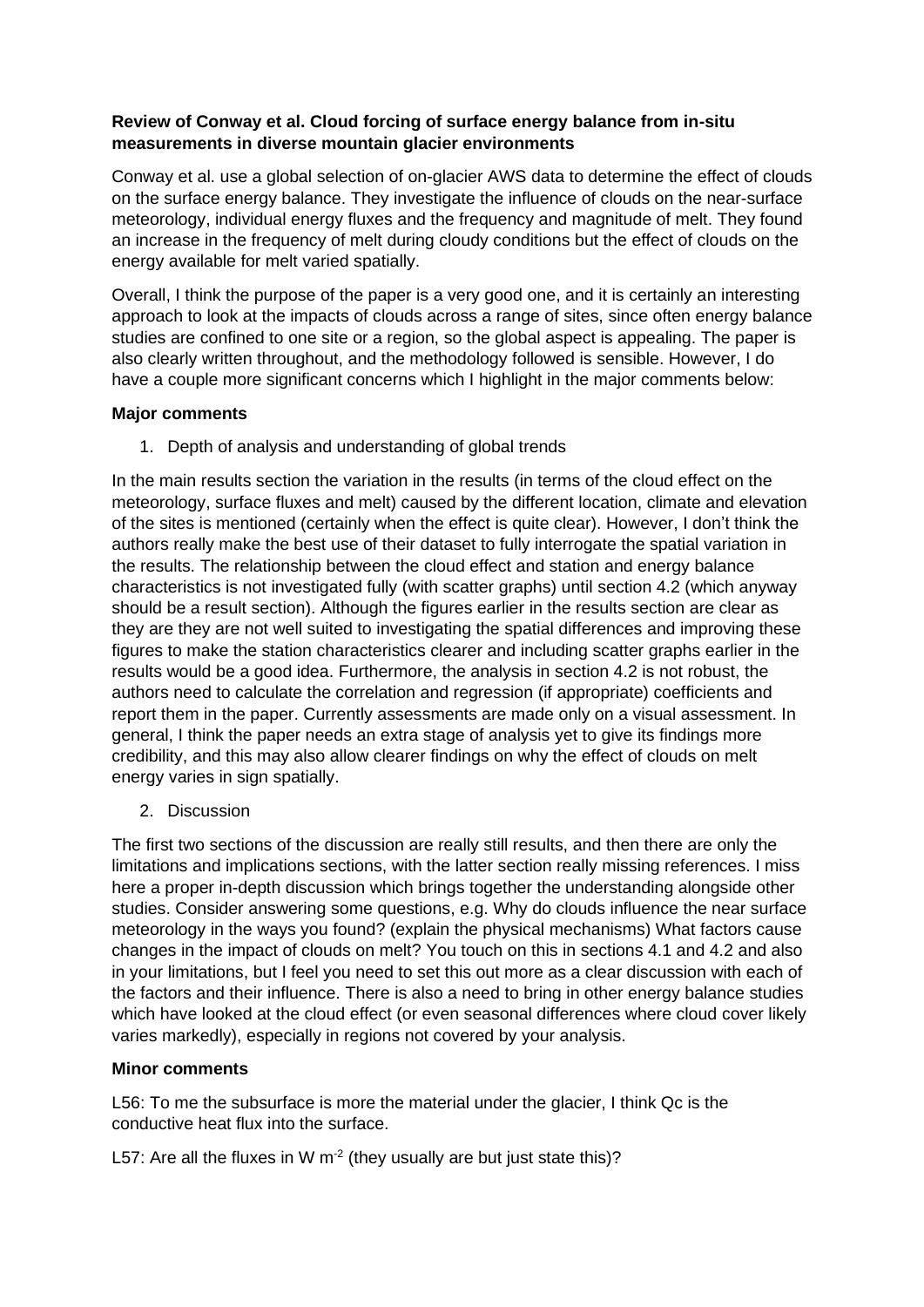**Review of Conway et al. Cloud forcing of surface energy balance from in-situ measurements in diverse mountain glacier environments**

Conway et al. use a global selection of on-glacier AWS data to determine the effect of clouds on the surface energy balance. They investigate the influence of clouds on the near-surface meteorology, individual energy fluxes and the frequency and magnitude of melt. They found an increase in the frequency of melt during cloudy conditions but the effect of clouds on the energy available for melt varied spatially.

Overall, I think the purpose of the paper is a very good one, and it is certainly an interesting approach to look at the impacts of clouds across a range of sites, since often energy balance studies are confined to one site or a region, so the global aspect is appealing. The paper is also clearly written throughout, and the methodology followed is sensible. However, I do have a couple more significant concerns which I highlight in the major comments below:

**Major comments**

1. Depth of analysis and understanding of global trends

In the main results section the variation in the results (in terms of the cloud effect on the meteorology, surface fluxes and melt) caused by the different location, climate and elevation of the sites is mentioned (certainly when the effect is quite clear). However, I don't think the authors really make the best use of their dataset to fully interrogate the spatial variation in the results. The relationship between the cloud effect and station and energy balance characteristics is not investigated fully (with scatter graphs) until section 4.2 (which anyway should be a result section). Although the figures earlier in the results section are clear as they are they are not well suited to investigating the spatial differences and improving these figures to make the station characteristics clearer and including scatter graphs earlier in the results would be a good idea. Furthermore, the analysis in section 4.2 is not robust, the authors need to calculate the correlation and regression (if appropriate) coefficients and report them in the paper. Currently assessments are made only on a visual assessment. In general, I think the paper needs an extra stage of analysis yet to give its findings more credibility, and this may also allow clearer findings on why the effect of clouds on melt energy varies in sign spatially.

2. Discussion

The first two sections of the discussion are really still results, and then there are only the limitations and implications sections, with the latter section really missing references. I miss here a proper in-depth discussion which brings together the understanding alongside other studies. Consider answering some questions, e.g. Why do clouds influence the near surface meteorology in the ways you found? (explain the physical mechanisms) What factors cause changes in the impact of clouds on melt? You touch on this in sections 4.1 and 4.2 and also in your limitations, but I feel you need to set this out more as a clear discussion with each of the factors and their influence. There is also a need to bring in other energy balance studies which have looked at the cloud effect (or even seasonal differences where cloud cover likely varies markedly), especially in regions not covered by your analysis.

**Minor comments**

L56: To me the subsurface is more the material under the glacier, I think Qc is the conductive heat flux into the surface.

L57: Are all the fluxes in W $m^{-2}$ (they usually are but just state this)?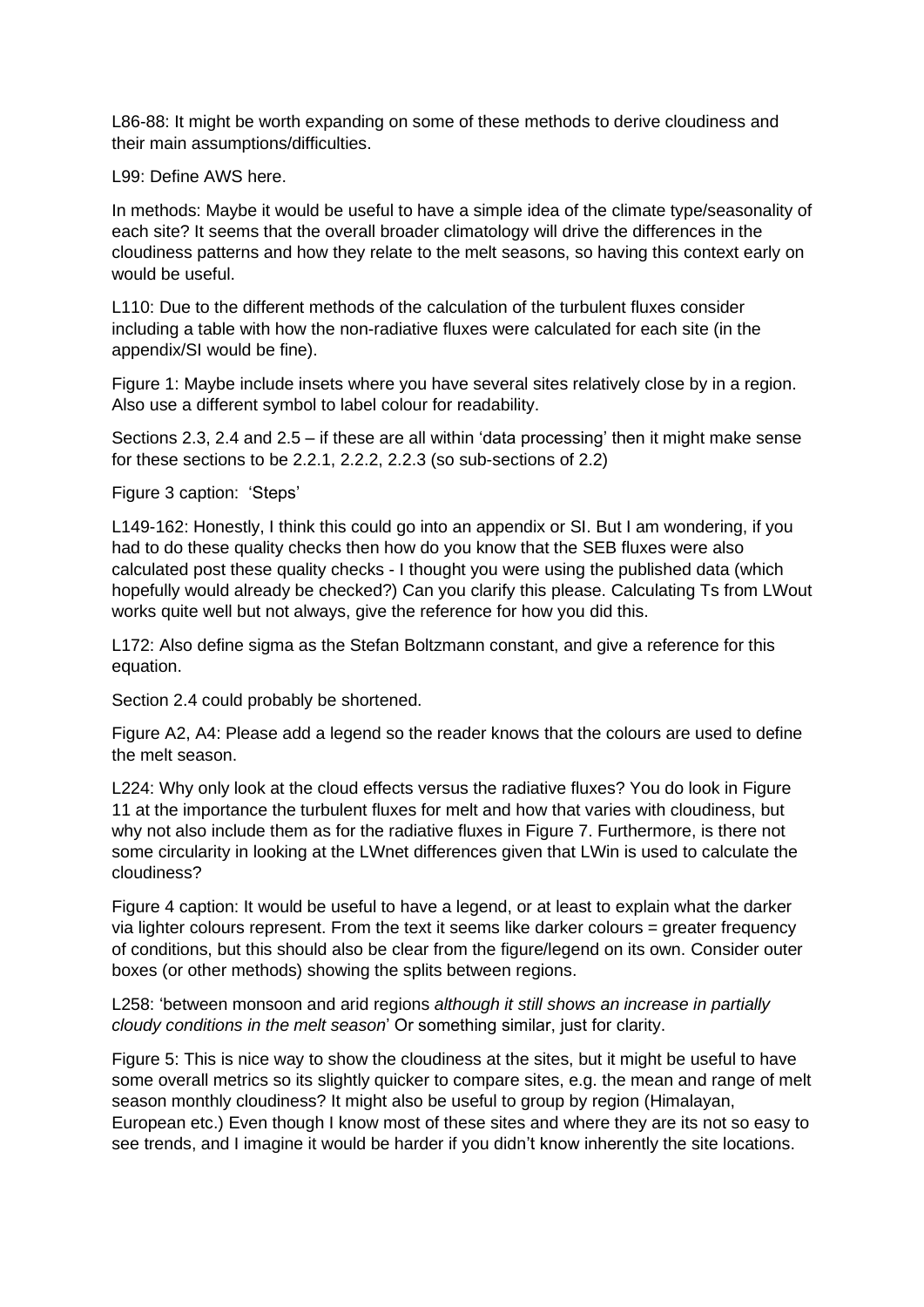L86-88: It might be worth expanding on some of these methods to derive cloudiness and their main assumptions/difficulties.

L99: Define AWS here.

In methods: Maybe it would be useful to have a simple idea of the climate type/seasonality of each site? It seems that the overall broader climatology will drive the differences in the cloudiness patterns and how they relate to the melt seasons, so having this context early on would be useful.

L110: Due to the different methods of the calculation of the turbulent fluxes consider including a table with how the non-radiative fluxes were calculated for each site (in the appendix/SI would be fine).

Figure 1: Maybe include insets where you have several sites relatively close by in a region. Also use a different symbol to label colour for readability.

Sections 2.3, 2.4 and 2.5 – if these are all within 'data processing' then it might make sense for these sections to be 2.2.1, 2.2.2, 2.2.3 (so sub-sections of 2.2)

Figure 3 caption: 'Steps'

L149-162: Honestly, I think this could go into an appendix or SI. But I am wondering, if you had to do these quality checks then how do you know that the SEB fluxes were also calculated post these quality checks - I thought you were using the published data (which hopefully would already be checked?) Can you clarify this please. Calculating Ts from LWout works quite well but not always, give the reference for how you did this.

L172: Also define sigma as the Stefan Boltzmann constant, and give a reference for this equation.

Section 2.4 could probably be shortened.

Figure A2, A4: Please add a legend so the reader knows that the colours are used to define the melt season.

L224: Why only look at the cloud effects versus the radiative fluxes? You do look in Figure 11 at the importance the turbulent fluxes for melt and how that varies with cloudiness, but why not also include them as for the radiative fluxes in Figure 7. Furthermore, is there not some circularity in looking at the LWnet differences given that LWin is used to calculate the cloudiness?

Figure 4 caption: It would be useful to have a legend, or at least to explain what the darker via lighter colours represent. From the text it seems like darker colours = greater frequency of conditions, but this should also be clear from the figure/legend on its own. Consider outer boxes (or other methods) showing the splits between regions.

L258: 'between monsoon and arid regions *although it still shows an increase in partially cloudy conditions in the melt season*' Or something similar, just for clarity.

Figure 5: This is nice way to show the cloudiness at the sites, but it might be useful to have some overall metrics so its slightly quicker to compare sites, e.g. the mean and range of melt season monthly cloudiness? It might also be useful to group by region (Himalayan, European etc.) Even though I know most of these sites and where they are its not so easy to see trends, and I imagine it would be harder if you didn't know inherently the site locations.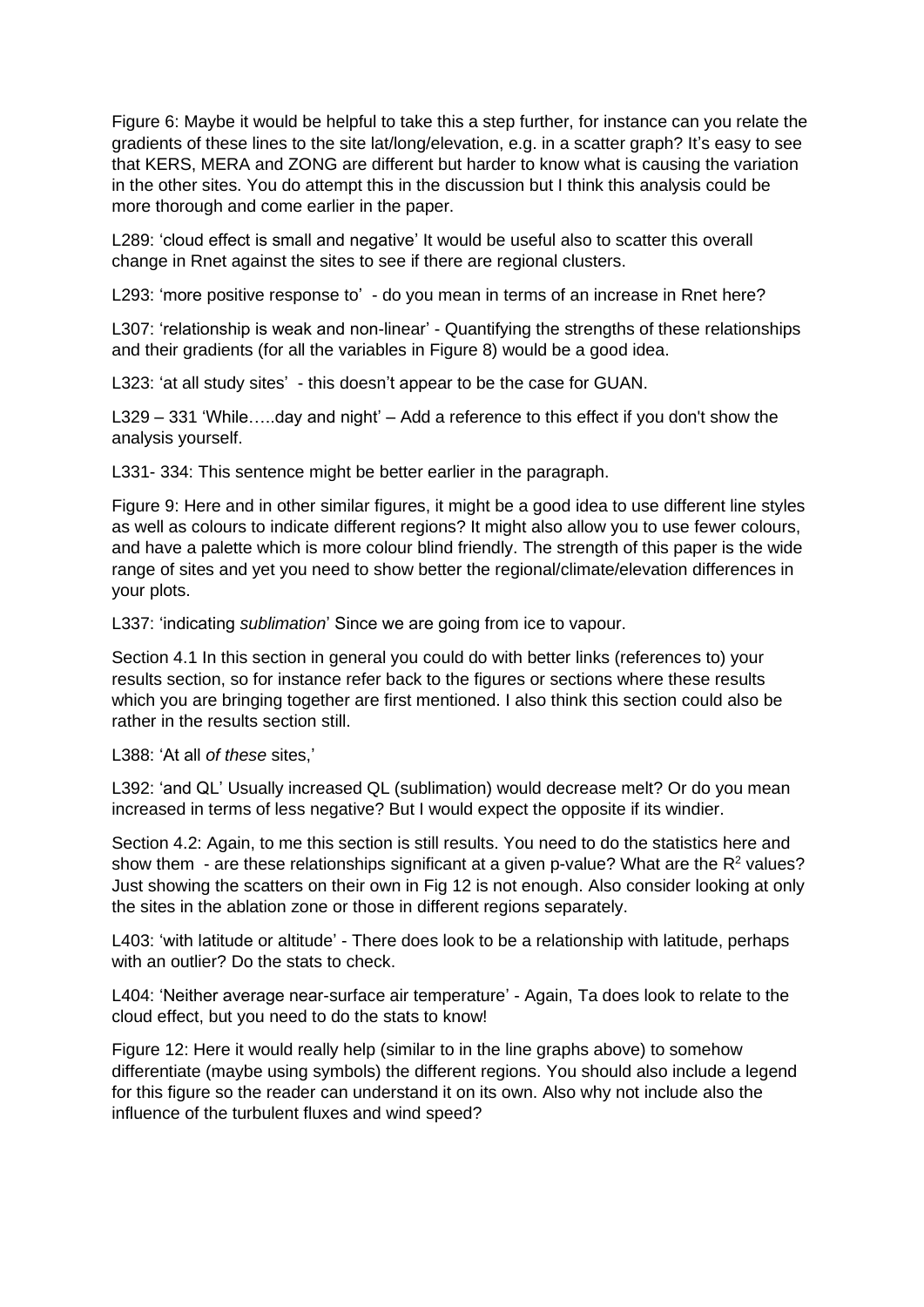Figure 6: Maybe it would be helpful to take this a step further, for instance can you relate the gradients of these lines to the site lat/long/elevation, e.g. in a scatter graph? It's easy to see that KERS, MERA and ZONG are different but harder to know what is causing the variation in the other sites. You do attempt this in the discussion but I think this analysis could be more thorough and come earlier in the paper.

L289: 'cloud effect is small and negative' It would be useful also to scatter this overall change in Rnet against the sites to see if there are regional clusters.

L293: 'more positive response to' - do you mean in terms of an increase in Rnet here?

L307: 'relationship is weak and non-linear' - Quantifying the strengths of these relationships and their gradients (for all the variables in Figure 8) would be a good idea.

L323: 'at all study sites' - this doesn't appear to be the case for GUAN.

L329 – 331 'While…..day and night' – Add a reference to this effect if you don't show the analysis yourself.

L331- 334: This sentence might be better earlier in the paragraph.

Figure 9: Here and in other similar figures, it might be a good idea to use different line styles as well as colours to indicate different regions? It might also allow you to use fewer colours, and have a palette which is more colour blind friendly. The strength of this paper is the wide range of sites and yet you need to show better the regional/climate/elevation differences in your plots.

L337: 'indicating *sublimation*' Since we are going from ice to vapour.

Section 4.1 In this section in general you could do with better links (references to) your results section, so for instance refer back to the figures or sections where these results which you are bringing together are first mentioned. I also think this section could also be rather in the results section still.

L388: 'At all *of these* sites,'

L392: 'and QL' Usually increased QL (sublimation) would decrease melt? Or do you mean increased in terms of less negative? But I would expect the opposite if its windier.

Section 4.2: Again, to me this section is still results. You need to do the statistics here and show them - are these relationships significant at a given p-value? What are the $R^2$ values? Just showing the scatters on their own in Fig 12 is not enough. Also consider looking at only the sites in the ablation zone or those in different regions separately.

L403: 'with latitude or altitude' - There does look to be a relationship with latitude, perhaps with an outlier? Do the stats to check.

L404: 'Neither average near-surface air temperature' - Again, Ta does look to relate to the cloud effect, but you need to do the stats to know!

Figure 12: Here it would really help (similar to in the line graphs above) to somehow differentiate (maybe using symbols) the different regions. You should also include a legend for this figure so the reader can understand it on its own. Also why not include also the influence of the turbulent fluxes and wind speed?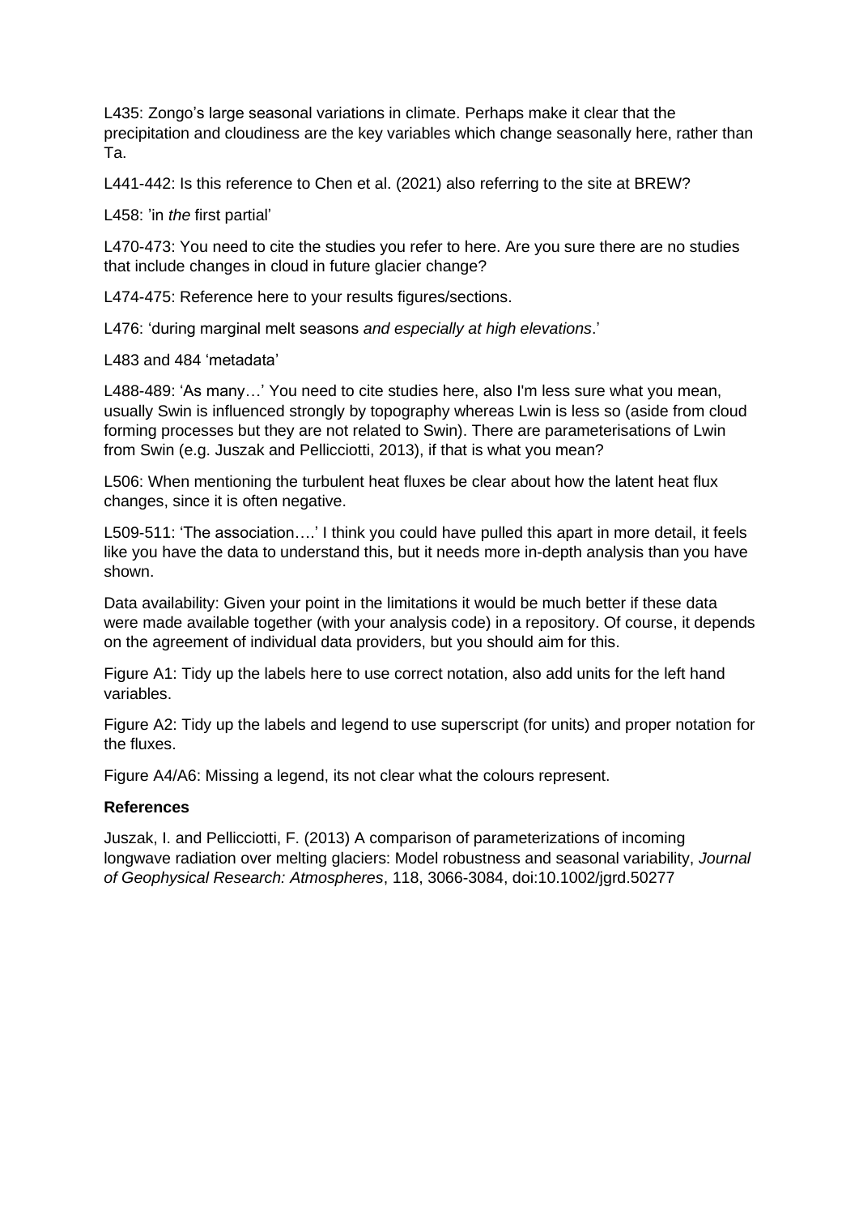L435: Zongo's large seasonal variations in climate. Perhaps make it clear that the precipitation and cloudiness are the key variables which change seasonally here, rather than Ta.

L441-442: Is this reference to Chen et al. (2021) also referring to the site at BREW?

L458: 'in *the* first partial'

L470-473: You need to cite the studies you refer to here. Are you sure there are no studies that include changes in cloud in future glacier change?

L474-475: Reference here to your results figures/sections.

L476: 'during marginal melt seasons *and especially at high elevations*.'

L483 and 484 'metadata'

L488-489: 'As many…' You need to cite studies here, also I'm less sure what you mean, usually Swin is influenced strongly by topography whereas Lwin is less so (aside from cloud forming processes but they are not related to Swin). There are parameterisations of Lwin from Swin (e.g. Juszak and Pellicciotti, 2013), if that is what you mean?

L506: When mentioning the turbulent heat fluxes be clear about how the latent heat flux changes, since it is often negative.

L509-511: 'The association….' I think you could have pulled this apart in more detail, it feels like you have the data to understand this, but it needs more in-depth analysis than you have shown.

Data availability: Given your point in the limitations it would be much better if these data were made available together (with your analysis code) in a repository. Of course, it depends on the agreement of individual data providers, but you should aim for this.

Figure A1: Tidy up the labels here to use correct notation, also add units for the left hand variables.

Figure A2: Tidy up the labels and legend to use superscript (for units) and proper notation for the fluxes.

Figure A4/A6: Missing a legend, its not clear what the colours represent.

**References**

Juszak, I. and Pellicciotti, F. (2013) A comparison of parameterizations of incoming longwave radiation over melting glaciers: Model robustness and seasonal variability, *Journal of Geophysical Research: Atmospheres*, 118, 3066-3084, doi:10.1002/jgrd.50277